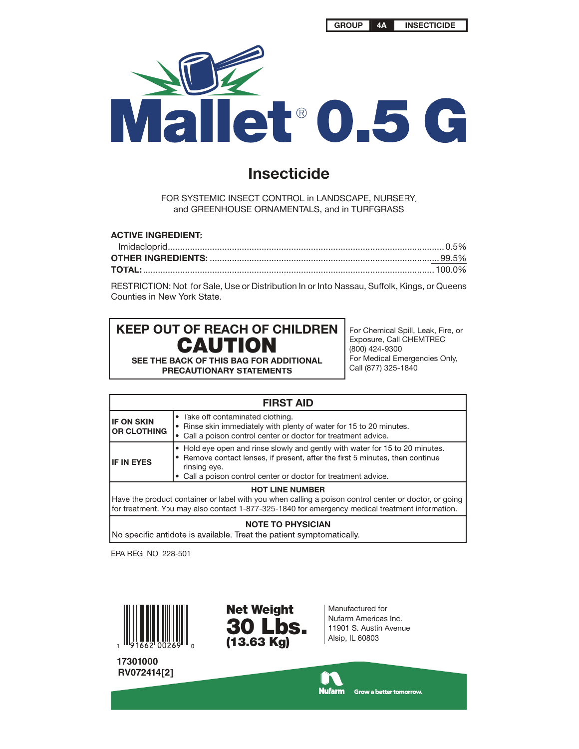GROUP 4A INSECTICIDE

# Mallet® 0.5 G

## Insecticide

FOR SYSTEMIC INSECT CONTROL in LANDSCAPE, NURSERY, and GREENHOUSE ORNAMENTALS, and in TURFGRASS

**ACTIVE INGREDIENT:**

| | |
|---|---|
| Imidacloprid | 0.5% |
| **OTHER INGREDIENTS:** | 99.5% |
| **TOTAL:** | 100.0% |

RESTRICTION: Not for Sale, Use or Distribution In or Into Nassau, Suffolk, Kings, or Queens Counties in New York State.

**KEEP OUT OF REACH OF CHILDREN**

**CAUTION**

**SEE THE BACK OF THIS BAG FOR ADDITIONAL PRECAUTIONARY STATEMENTS**

For Chemical Spill, Leak, Fire, or Exposure, Call CHEMTREC (800) 424-9300
For Medical Emergencies Only, Call (877) 325-1840

| FIRST AID | |
|---|---|
| **IF ON SKIN OR CLOTHING** | • Take off contaminated clothing.<br>• Rinse skin immediately with plenty of water for 15 to 20 minutes.<br>• Call a poison control center or doctor for treatment advice. |
| **IF IN EYES** | • Hold eye open and rinse slowly and gently with water for 15 to 20 minutes.<br>• Remove contact lenses, if present, after the first 5 minutes, then continue rinsing eye.<br>• Call a poison control center or doctor for treatment advice. |

**HOT LINE NUMBER**

Have the product container or label with you when calling a poison control center or doctor, or going for treatment. You may also contact 1-877-325-1840 for emergency medical treatment information.

**NOTE TO PHYSICIAN**

No specific antidote is available. Treat the patient symptomatically.

EPA REG. NO. 228-501

1 91662 00269 0

**17301000**
**RV072414[2]**

**Net Weight**
**30 Lbs.**
**(13.63 Kg)**

Manufactured for
Nufarm Americas Inc.
11901 S. Austin Avenue
Alsip, IL 60803

Nufarm Grow a better tomorrow.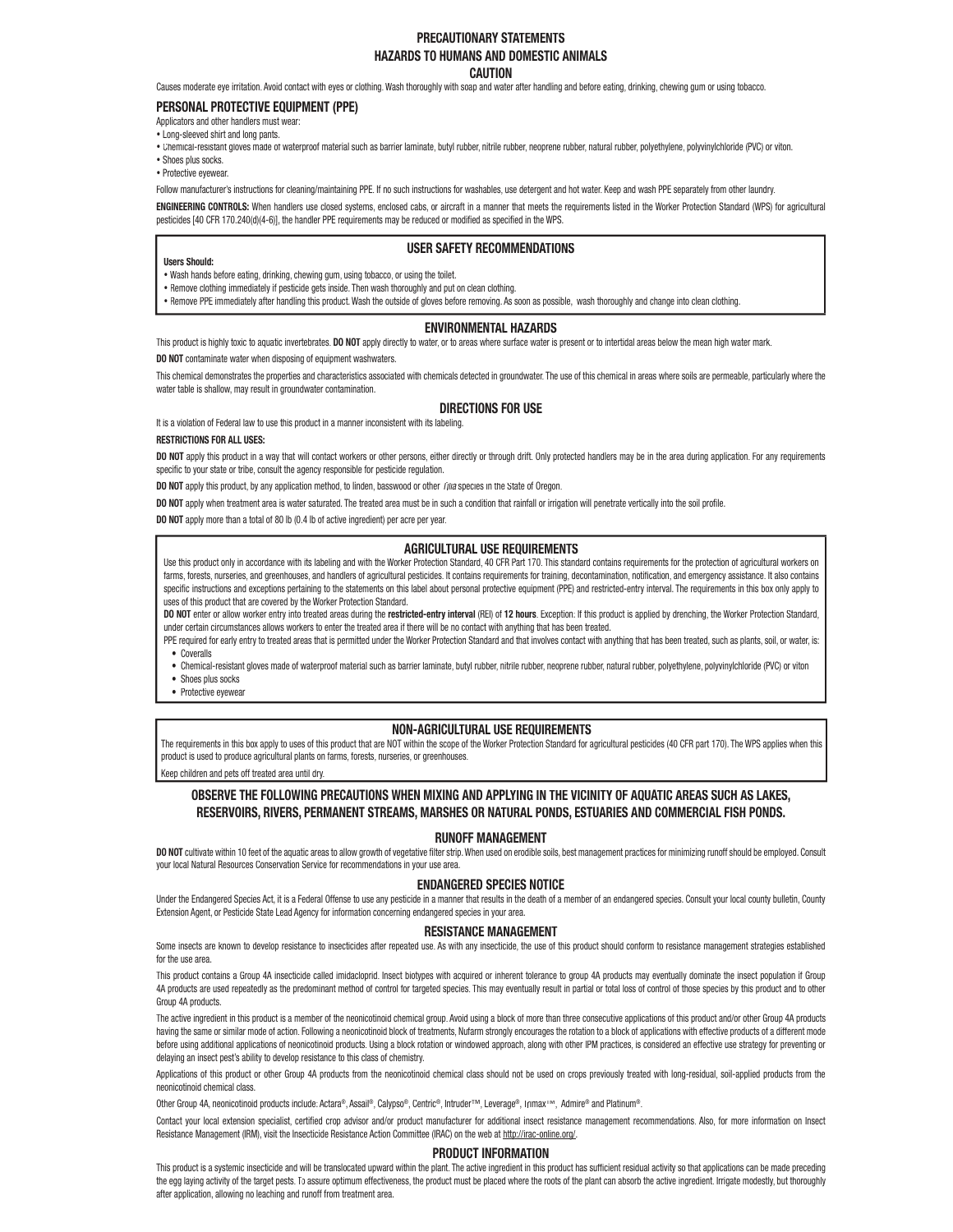# PRECAUTIONARY STATEMENTS

## HAZARDS TO HUMANS AND DOMESTIC ANIMALS

### CAUTION

Causes moderate eye irritation. Avoid contact with eyes or clothing. Wash thoroughly with soap and water after handling and before eating, drinking, chewing gum or using tobacco.

### PERSONAL PROTECTIVE EQUIPMENT (PPE)

Applicators and other handlers must wear:

- Long-sleeved shirt and long pants.
- Chemical-resistant gloves made of waterproof material such as barrier laminate, butyl rubber, nitrile rubber, neoprene rubber, natural rubber, polyethylene, polyvinylchloride (PVC) or viton.
- Shoes plus socks.
- Protective eyewear.

Follow manufacturer's instructions for cleaning/maintaining PPE. If no such instructions for washables, use detergent and hot water. Keep and wash PPE separately from other laundry.

**ENGINEERING CONTROLS:** When handlers use closed systems, enclosed cabs, or aircraft in a manner that meets the requirements listed in the Worker Protection Standard (WPS) for agricultural pesticides [40 CFR 170.240(d)(4-6)], the handler PPE requirements may be reduced or modified as specified in the WPS.

### USER SAFETY RECOMMENDATIONS

**Users Should:**

- Wash hands before eating, drinking, chewing gum, using tobacco, or using the toilet.
- Remove clothing immediately if pesticide gets inside. Then wash thoroughly and put on clean clothing.
- Remove PPE immediately after handling this product. Wash the outside of gloves before removing. As soon as possible, wash thoroughly and change into clean clothing.

### ENVIRONMENTAL HAZARDS

This product is highly toxic to aquatic invertebrates. **DO NOT** apply directly to water, or to areas where surface water is present or to intertidal areas below the mean high water mark.

**DO NOT** contaminate water when disposing of equipment washwaters.

This chemical demonstrates the properties and characteristics associated with chemicals detected in groundwater. The use of this chemical in areas where soils are permeable, particularly where the water table is shallow, may result in groundwater contamination.

## DIRECTIONS FOR USE

It is a violation of Federal law to use this product in a manner inconsistent with its labeling.

**RESTRICTIONS FOR ALL USES:**

**DO NOT** apply this product in a way that will contact workers or other persons, either directly or through drift. Only protected handlers may be in the area during application. For any requirements specific to your state or tribe, consult the agency responsible for pesticide regulation.

**DO NOT** apply this product, by any application method, to linden, basswood or other *Tilia* species in the State of Oregon.

**DO NOT** apply when treatment area is water saturated. The treated area must be in such a condition that rainfall or irrigation will penetrate vertically into the soil profile.

**DO NOT** apply more than a total of 80 lb (0.4 lb of active ingredient) per acre per year.

### AGRICULTURAL USE REQUIREMENTS

Use this product only in accordance with its labeling and with the Worker Protection Standard, 40 CFR Part 170. This standard contains requirements for the protection of agricultural workers on farms, forests, nurseries, and greenhouses, and handlers of agricultural pesticides. It contains requirements for training, decontamination, notification, and emergency assistance. It also contains specific instructions and exceptions pertaining to the statements on this label about personal protective equipment (PPE) and restricted-entry interval. The requirements in this box only apply to uses of this product that are covered by the Worker Protection Standard.

**DO NOT** enter or allow worker entry into treated areas during the **restricted-entry interval** (REI) of **12 hours**. Exception: If this product is applied by drenching, the Worker Protection Standard, under certain circumstances allows workers to enter the treated area if there will be no contact with anything that has been treated.

PPE required for early entry to treated areas that is permitted under the Worker Protection Standard and that involves contact with anything that has been treated, such as plants, soil, or water, is:

- Coveralls
- Chemical-resistant gloves made of waterproof material such as barrier laminate, butyl rubber, nitrile rubber, neoprene rubber, natural rubber, polyethylene, polyvinylchloride (PVC) or viton
- Shoes plus socks
- Protective eyewear

### NON-AGRICULTURAL USE REQUIREMENTS

The requirements in this box apply to uses of this product that are NOT within the scope of the Worker Protection Standard for agricultural pesticides (40 CFR part 170). The WPS applies when this product is used to produce agricultural plants on farms, forests, nurseries, or greenhouses.

Keep children and pets off treated area until dry.

### OBSERVE THE FOLLOWING PRECAUTIONS WHEN MIXING AND APPLYING IN THE VICINITY OF AQUATIC AREAS SUCH AS LAKES, RESERVOIRS, RIVERS, PERMANENT STREAMS, MARSHES OR NATURAL PONDS, ESTUARIES AND COMMERCIAL FISH PONDS.

### RUNOFF MANAGEMENT

**DO NOT** cultivate within 10 feet of the aquatic areas to allow growth of vegetative filter strip. When used on erodible soils, best management practices for minimizing runoff should be employed. Consult your local Natural Resources Conservation Service for recommendations in your use area.

### ENDANGERED SPECIES NOTICE

Under the Endangered Species Act, it is a Federal Offense to use any pesticide in a manner that results in the death of a member of an endangered species. Consult your local county bulletin, County Extension Agent, or Pesticide State Lead Agency for information concerning endangered species in your area.

### RESISTANCE MANAGEMENT

Some insects are known to develop resistance to insecticides after repeated use. As with any insecticide, the use of this product should conform to resistance management strategies established for the use area.

This product contains a Group 4A insecticide called imidacloprid. Insect biotypes with acquired or inherent tolerance to group 4A products may eventually dominate the insect population if Group 4A products are used repeatedly as the predominant method of control for targeted species. This may eventually result in partial or total loss of control of those species by this product and to other Group 4A products.

The active ingredient in this product is a member of the neonicotinoid chemical group. Avoid using a block of more than three consecutive applications of this product and/or other Group 4A products having the same or similar mode of action. Following a neonicotinoid block of treatments, Nufarm strongly encourages the rotation to a block of applications with effective products of a different mode before using additional applications of neonicotinoid products. Using a block rotation or windowed approach, along with other IPM practices, is considered an effective use strategy for preventing or delaying an insect pest's ability to develop resistance to this class of chemistry.

Applications of this product or other Group 4A products from the neonicotinoid chemical class should not be used on crops previously treated with long-residual, soil-applied products from the neonicotinoid chemical class.

Other Group 4A, neonicotinoid products include: Actara®, Assail®, Calypso®, Centric®, Intruder™, Leverage®, Tinmax™, Admire® and Platinum®.

Contact your local extension specialist, certified crop advisor and/or product manufacturer for additional insect resistance management recommendations. Also, for more information on Insect Resistance Management (IRM), visit the Insecticide Resistance Action Committee (IRAC) on the web at http://irac-online.org/.

### PRODUCT INFORMATION

This product is a systemic insecticide and will be translocated upward within the plant. The active ingredient in this product has sufficient residual activity so that applications can be made preceding the egg laying activity of the target pests. To assure optimum effectiveness, the product must be placed where the roots of the plant can absorb the active ingredient. Irrigate modestly, but thoroughly after application, allowing no leaching and runoff from treatment area.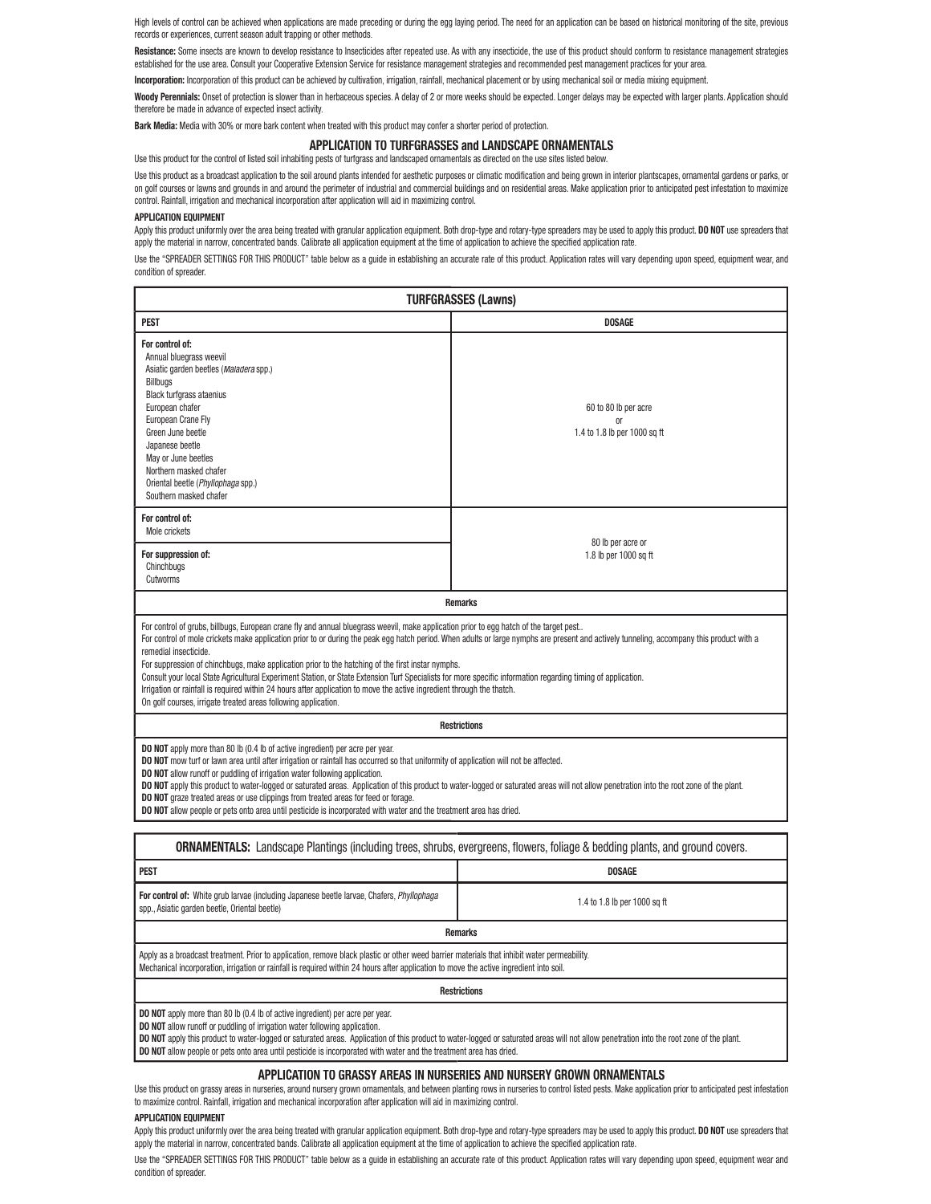High levels of control can be achieved when applications are made preceding or during the egg laying period. The need for an application can be based on historical monitoring of the site, previous records or experiences, current season adult trapping or other methods.

**Resistance:** Some insects are known to develop resistance to Insecticides after repeated use. As with any insecticide, the use of this product should conform to resistance management strategies established for the use area. Consult your Cooperative Extension Service for resistance management strategies and recommended pest management practices for your area.

**Incorporation:** Incorporation of this product can be achieved by cultivation, irrigation, rainfall, mechanical placement or by using mechanical soil or media mixing equipment.

**Woody Perennials:** Onset of protection is slower than in herbaceous species. A delay of 2 or more weeks should be expected. Longer delays may be expected with larger plants. Application should therefore be made in advance of expected insect activity.

**Bark Media:** Media with 30% or more bark content when treated with this product may confer a shorter period of protection.

## APPLICATION TO TURFGRASSES and LANDSCAPE ORNAMENTALS

Use this product for the control of listed soil inhabiting pests of turfgrass and landscaped ornamentals as directed on the use sites listed below.

Use this product as a broadcast application to the soil around plants intended for aesthetic purposes or climatic modification and being grown in interior plantscapes, ornamental gardens or parks, or on golf courses or lawns and grounds in and around the perimeter of industrial and commercial buildings and on residential areas. Make application prior to anticipated pest infestation to maximize control. Rainfall, irrigation and mechanical incorporation after application will aid in maximizing control.

### APPLICATION EQUIPMENT

Apply this product uniformly over the area being treated with granular application equipment. Both drop-type and rotary-type spreaders may be used to apply this product. **DO NOT** use spreaders that apply the material in narrow, concentrated bands. Calibrate all application equipment at the time of application to achieve the specified application rate.

Use the "SPREADER SETTINGS FOR THIS PRODUCT" table below as a guide in establishing an accurate rate of this product. Application rates will vary depending upon speed, equipment wear, and condition of spreader.

**TURFGRASSES (Lawns)**

| PEST | DOSAGE |
|---|---|
| **For control of:** Annual bluegrass weevil; Asiatic garden beetles (*Maladera* spp.); Billbugs; Black turfgrass ataenius; European chafer; European Crane Fly; Green June beetle; Japanese beetle; May or June beetles; Northern masked chafer; Oriental beetle (*Phyllophaga* spp.); Southern masked chafer | 60 to 80 lb per acre or 1.4 to 1.8 lb per 1000 sq ft |
| **For control of:** Mole crickets<br>**For suppression of:** Chinchbugs; Cutworms | 80 lb per acre or 1.8 lb per 1000 sq ft |

**Remarks**

For control of grubs, billbugs, European crane fly and annual bluegrass weevil, make application prior to egg hatch of the target pest..
For control of mole crickets make application prior to or during the peak egg hatch period. When adults or large nymphs are present and actively tunneling, accompany this product with a remedial insecticide.
For suppression of chinchbugs, make application prior to the hatching of the first instar nymphs.
Consult your local State Agricultural Experiment Station, or State Extension Turf Specialists for more specific information regarding timing of application.
Irrigation or rainfall is required within 24 hours after application to move the active ingredient through the thatch.
On golf courses, irrigate treated areas following application.

**Restrictions**

**DO NOT** apply more than 80 lb (0.4 lb of active ingredient) per acre per year.
**DO NOT** mow turf or lawn area until after irrigation or rainfall has occurred so that uniformity of application will not be affected.
**DO NOT** allow runoff or puddling of irrigation water following application.
**DO NOT** apply this product to water-logged or saturated areas. Application of this product to water-logged or saturated areas will not allow penetration into the root zone of the plant.
**DO NOT** graze treated areas or use clippings from treated areas for feed or forage.
**DO NOT** allow people or pets onto area until pesticide is incorporated with water and the treatment area has dried.

**ORNAMENTALS:** Landscape Plantings (including trees, shrubs, evergreens, flowers, foliage & bedding plants, and ground covers.

| PEST | DOSAGE |
|---|---|
| **For control of:** White grub larvae (including Japanese beetle larvae, Chafers, *Phyllophaga* spp., Asiatic garden beetle, Oriental beetle) | 1.4 to 1.8 lb per 1000 sq ft |

**Remarks**

Apply as a broadcast treatment. Prior to application, remove black plastic or other weed barrier materials that inhibit water permeability.
Mechanical incorporation, irrigation or rainfall is required within 24 hours after application to move the active ingredient into soil.

**Restrictions**

**DO NOT** apply more than 80 lb (0.4 lb of active ingredient) per acre per year.
**DO NOT** allow runoff or puddling of irrigation water following application.
**DO NOT** apply this product to water-logged or saturated areas. Application of this product to water-logged or saturated areas will not allow penetration into the root zone of the plant.
**DO NOT** allow people or pets onto area until pesticide is incorporated with water and the treatment area has dried.

## APPLICATION TO GRASSY AREAS IN NURSERIES AND NURSERY GROWN ORNAMENTALS

Use this product on grassy areas in nurseries, around nursery grown ornamentals, and between planting rows in nurseries to control listed pests. Make application prior to anticipated pest infestation to maximize control. Rainfall, irrigation and mechanical incorporation after application will aid in maximizing control.

### APPLICATION EQUIPMENT

Apply this product uniformly over the area being treated with granular application equipment. Both drop-type and rotary-type spreaders may be used to apply this product. **DO NOT** use spreaders that apply the material in narrow, concentrated bands. Calibrate all application equipment at the time of application to achieve the specified application rate.

Use the "SPREADER SETTINGS FOR THIS PRODUCT" table below as a guide in establishing an accurate rate of this product. Application rates will vary depending upon speed, equipment wear and condition of spreader.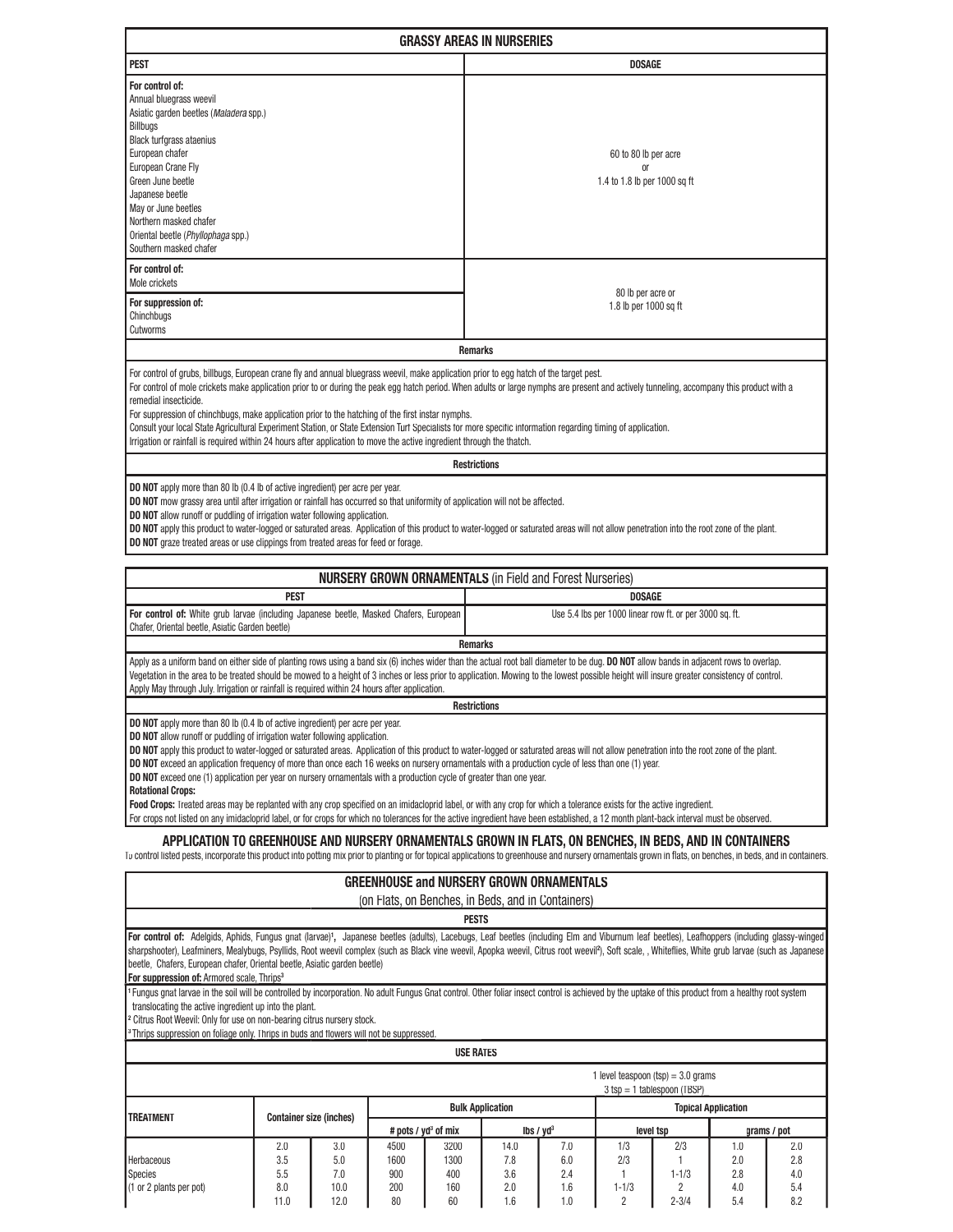## GRASSY AREAS IN NURSERIES

| PEST | DOSAGE |
|---|---|
| **For control of:** Annual bluegrass weevil, Asiatic garden beetles (*Maladera* spp.), Billbugs, Black turfgrass ataenius, European chafer, European Crane Fly, Green June beetle, Japanese beetle, May or June beetles, Northern masked chafer, Oriental beetle (*Phyllophaga* spp.), Southern masked chafer | 60 to 80 lb per acre or 1.4 to 1.8 lb per 1000 sq ft |
| **For control of:** Mole crickets<br>**For suppression of:** Chinchbugs, Cutworms | 80 lb per acre or 1.8 lb per 1000 sq ft |

**Remarks**

For control of grubs, billbugs, European crane fly and annual bluegrass weevil, make application prior to egg hatch of the target pest.

For control of mole crickets make application prior to or during the peak egg hatch period. When adults or large nymphs are present and actively tunneling, accompany this product with a remedial insecticide.

For suppression of chinchbugs, make application prior to the hatching of the first instar nymphs.

Consult your local State Agricultural Experiment Station, or State Extension Turf Specialists for more specific information regarding timing of application.

Irrigation or rainfall is required within 24 hours after application to move the active ingredient through the thatch.

**Restrictions**

**DO NOT** apply more than 80 lb (0.4 lb of active ingredient) per acre per year.

**DO NOT** mow grassy area until after irrigation or rainfall has occurred so that uniformity of application will not be affected.

**DO NOT** allow runoff or puddling of irrigation water following application.

**DO NOT** apply this product to water-logged or saturated areas. Application of this product to water-logged or saturated areas will not allow penetration into the root zone of the plant.

**DO NOT** graze treated areas or use clippings from treated areas for feed or forage.

## NURSERY GROWN ORNAMENTALS (in Field and Forest Nurseries)

| PEST | DOSAGE |
|---|---|
| **For control of:** White grub larvae (including Japanese beetle, Masked Chafers, European Chafer, Oriental beetle, Asiatic Garden beetle) | Use 5.4 lbs per 1000 linear row ft. or per 3000 sq. ft. |

**Remarks**

Apply as a uniform band on either side of planting rows using a band six (6) inches wider than the actual root ball diameter to be dug. **DO NOT** allow bands in adjacent rows to overlap.

Vegetation in the area to be treated should be mowed to a height of 3 inches or less prior to application. Mowing to the lowest possible height will insure greater consistency of control.

Apply May through July. Irrigation or rainfall is required within 24 hours after application.

**Restrictions**

**DO NOT** apply more than 80 lb (0.4 lb of active ingredient) per acre per year.

**DO NOT** allow runoff or puddling of irrigation water following application.

**DO NOT** apply this product to water-logged or saturated areas. Application of this product to water-logged or saturated areas will not allow penetration into the root zone of the plant.

**DO NOT** exceed an application frequency of more than once each 16 weeks on nursery ornamentals with a production cycle of less than one (1) year.

**DO NOT** exceed one (1) application per year on nursery ornamentals with a production cycle of greater than one year.

**Rotational Crops:**

**Food Crops:** Treated areas may be replanted with any crop specified on an imidacloprid label, or with any crop for which a tolerance exists for the active ingredient.

For crops not listed on any imidacloprid label, or for crops for which no tolerances for the active ingredient have been established, a 12 month plant-back interval must be observed.

## APPLICATION TO GREENHOUSE AND NURSERY ORNAMENTALS GROWN IN FLATS, ON BENCHES, IN BEDS, AND IN CONTAINERS

To control listed pests, incorporate this product into potting mix prior to planting or for topical applications to greenhouse and nursery ornamentals grown in flats, on benches, in beds, and in containers.

### GREENHOUSE and NURSERY GROWN ORNAMENTALS

(on Flats, on Benches, in Beds, and in Containers)

**PESTS**

**For control of:** Adelgids, Aphids, Fungus gnat (larvae)[1], Japanese beetles (adults), Lacebugs, Leaf beetles (including Elm and Viburnum leaf beetles), Leafhoppers (including glassy-winged sharpshooter), Leafminers, Mealybugs, Psyllids, Root weevil complex (such as Black vine weevil, Apopka weevil, Citrus root weevil[2]), Soft scale, , Whiteflies, White grub larvae (such as Japanese beetle, Chafers, European chafer, Oriental beetle, Asiatic garden beetle)

**For suppression of:** Armored scale, Thrips[3]

[1] Fungus gnat larvae in the soil will be controlled by incorporation. No adult Fungus Gnat control. Other foliar insect control is achieved by the uptake of this product from a healthy root system translocating the active ingredient up into the plant.

[2] Citrus Root Weevil: Only for use on non-bearing citrus nursery stock.

[3] Thrips suppression on foliage only. Thrips in buds and flowers will not be suppressed.

**USE RATES**

1 level teaspoon (tsp) = 3.0 grams
3 tsp = 1 tablespoon (TBSP)

| TREATMENT | Container size (inches) | | Bulk Application | | | | Topical Application | | | |
|---|---|---|---|---|---|---|---|---|---|---|
| | | | # pots / yd³ of mix | | lbs / yd³ | | level tsp | | grams / pot | |
| Herbaceous Species (1 or 2 plants per pot) | 2.0 | 3.0 | 4500 | 3200 | 14.0 | 7.0 | 1/3 | 2/3 | 1.0 | 2.0 |
| | 3.5 | 5.0 | 1600 | 1300 | 7.8 | 6.0 | 2/3 | 1 | 2.0 | 2.8 |
| | 5.5 | 7.0 | 900 | 400 | 3.6 | 2.4 | 1 | 1-1/3 | 2.8 | 4.0 |
| | 8.0 | 10.0 | 200 | 160 | 2.0 | 1.6 | 1-1/3 | 2 | 4.0 | 5.4 |
| | 11.0 | 12.0 | 80 | 60 | 1.6 | 1.0 | 2 | 2-3/4 | 5.4 | 8.2 |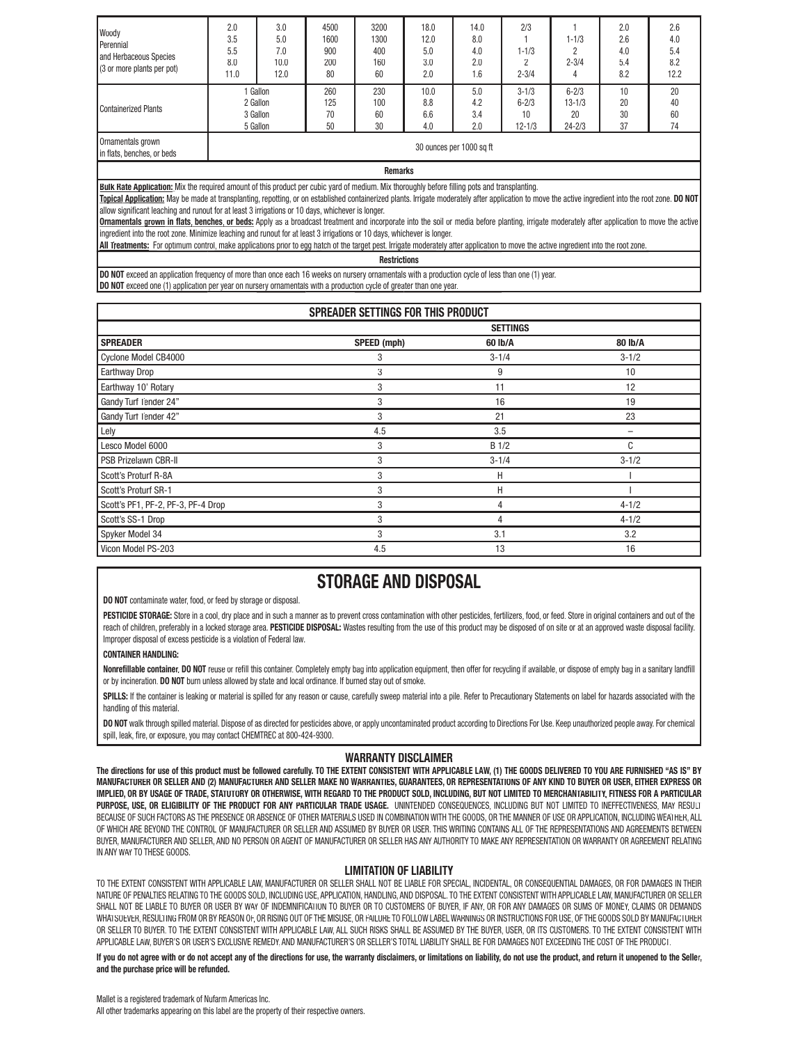| | | | | | | | | | | |
|---|---|---|---|---|---|---|---|---|---|---|
| Woody Perennial and Herbaceous Species (3 or more plants per pot) | 2.0<br>3.5<br>5.5<br>8.0<br>11.0 | 3.0<br>5.0<br>7.0<br>10.0<br>12.0 | 4500<br>1600<br>900<br>200<br>80 | 3200<br>1300<br>400<br>160<br>60 | 18.0<br>12.0<br>5.0<br>3.0<br>2.0 | 14.0<br>8.0<br>4.0<br>2.0<br>1.6 | 2/3<br>1<br>1-1/3<br>2<br>2-3/4 | 1<br>1-1/3<br>2<br>2-3/4<br>4 | 2.0<br>2.6<br>4.0<br>5.4<br>8.2 | 2.6<br>4.0<br>5.4<br>8.2<br>12.2 |
| Containerized Plants | 1 Gallon<br>2 Gallon<br>3 Gallon<br>5 Gallon | | 260<br>125<br>70<br>50 | 230<br>100<br>60<br>30 | 10.0<br>8.8<br>6.6<br>4.0 | 5.0<br>4.2<br>3.4<br>2.0 | 3-1/3<br>6-2/3<br>10<br>12-1/3 | 6-2/3<br>13-1/3<br>20<br>24-2/3 | 10<br>20<br>30<br>37 | 20<br>40<br>60<br>74 |
| Ornamentals grown in flats, benches, or beds | 30 ounces per 1000 sq ft | | | | | | | | | |

**Remarks**

**Bulk Rate Application:** Mix the required amount of this product per cubic yard of medium. Mix thoroughly before filling pots and transplanting.

**Topical Application:** May be made at transplanting, repotting, or on established containerized plants. Irrigate moderately after application to move the active ingredient into the root zone. **DO NOT** allow significant leaching and runout for at least 3 irrigations or 10 days, whichever is longer.

**Ornamentals grown in flats, benches, or beds:** Apply as a broadcast treatment and incorporate into the soil or media before planting, irrigate moderately after application to move the active ingredient into the root zone. Minimize leaching and runout for at least 3 irrigations or 10 days, whichever is longer.

**All Treatments:** For optimum control, make applications prior to egg hatch of the target pest. Irrigate moderately after application to move the active ingredient into the root zone.

**Restrictions**

**DO NOT** exceed an application frequency of more than once each 16 weeks on nursery ornamentals with a production cycle of less than one (1) year.

**DO NOT** exceed one (1) application per year on nursery ornamentals with a production cycle of greater than one year.

**SPREADER SETTINGS FOR THIS PRODUCT**

| SPREADER | SPEED (mph) | SETTINGS 60 lb/A | SETTINGS 80 lb/A |
|---|---|---|---|
| Cyclone Model CB4000 | 3 | 3-1/4 | 3-1/2 |
| Earthway Drop | 3 | 9 | 10 |
| Earthway 10' Rotary | 3 | 11 | 12 |
| Gandy Turf Tender 24" | 3 | 16 | 19 |
| Gandy Turf Tender 42" | 3 | 21 | 23 |
| Lely | 4.5 | 3.5 | – |
| Lesco Model 6000 | 3 | B 1/2 | C |
| PSB Prizelawn CBR-II | 3 | 3-1/4 | 3-1/2 |
| Scott's Proturf R-8A | 3 | H | I |
| Scott's Proturf SR-1 | 3 | H | I |
| Scott's PF1, PF-2, PF-3, PF-4 Drop | 3 | 4 | 4-1/2 |
| Scott's SS-1 Drop | 3 | 4 | 4-1/2 |
| Spyker Model 34 | 3 | 3.1 | 3.2 |
| Vicon Model PS-203 | 4.5 | 13 | 16 |

## STORAGE AND DISPOSAL

**DO NOT** contaminate water, food, or feed by storage or disposal.

**PESTICIDE STORAGE:** Store in a cool, dry place and in such a manner as to prevent cross contamination with other pesticides, fertilizers, food, or feed. Store in original containers and out of the reach of children, preferably in a locked storage area. **PESTICIDE DISPOSAL:** Wastes resulting from the use of this product may be disposed of on site or at an approved waste disposal facility. Improper disposal of excess pesticide is a violation of Federal law.

**CONTAINER HANDLING:**

**Nonrefillable container. DO NOT** reuse or refill this container. Completely empty bag into application equipment, then offer for recycling if available, or dispose of empty bag in a sanitary landfill or by incineration. **DO NOT** burn unless allowed by state and local ordinance. If burned stay out of smoke.

**SPILLS:** If the container is leaking or material is spilled for any reason or cause, carefully sweep material into a pile. Refer to Precautionary Statements on label for hazards associated with the handling of this material.

**DO NOT** walk through spilled material. Dispose of as directed for pesticides above, or apply uncontaminated product according to Directions For Use. Keep unauthorized people away. For chemical spill, leak, fire, or exposure, you may contact CHEMTREC at 800-424-9300.

### WARRANTY DISCLAIMER

**The directions for use of this product must be followed carefully. TO THE EXTENT CONSISTENT WITH APPLICABLE LAW, (1) THE GOODS DELIVERED TO YOU ARE FURNISHED "AS IS" BY MANUFACTURER OR SELLER AND (2) MANUFACTURER AND SELLER MAKE NO WARRANTIES, GUARANTEES, OR REPRESENTATIONS OF ANY KIND TO BUYER OR USER, EITHER EXPRESS OR IMPLIED, OR BY USAGE OF TRADE, STATUTORY OR OTHERWISE, WITH REGARD TO THE PRODUCT SOLD, INCLUDING, BUT NOT LIMITED TO MERCHANTABILITY, FITNESS FOR A PARTICULAR PURPOSE, USE, OR ELIGIBILITY OF THE PRODUCT FOR ANY PARTICULAR TRADE USAGE.** UNINTENDED CONSEQUENCES, INCLUDING BUT NOT LIMITED TO INEFFECTIVENESS, MAY RESULT BECAUSE OF SUCH FACTORS AS THE PRESENCE OR ABSENCE OF OTHER MATERIALS USED IN COMBINATION WITH THE GOODS, OR THE MANNER OF USE OR APPLICATION, INCLUDING WEATHER, ALL OF WHICH ARE BEYOND THE CONTROL OF MANUFACTURER OR SELLER AND ASSUMED BY BUYER OR USER. THIS WRITING CONTAINS ALL OF THE REPRESENTATIONS AND AGREEMENTS BETWEEN BUYER, MANUFACTURER AND SELLER, AND NO PERSON OR AGENT OF MANUFACTURER OR SELLER HAS ANY AUTHORITY TO MAKE ANY REPRESENTATION OR WARRANTY OR AGREEMENT RELATING IN ANY WAY TO THESE GOODS.

### LIMITATION OF LIABILITY

TO THE EXTENT CONSISTENT WITH APPLICABLE LAW, MANUFACTURER OR SELLER SHALL NOT BE LIABLE FOR SPECIAL, INCIDENTAL, OR CONSEQUENTIAL DAMAGES, OR FOR DAMAGES IN THEIR NATURE OF PENALTIES RELATING TO THE GOODS SOLD, INCLUDING USE, APPLICATION, HANDLING, AND DISPOSAL. TO THE EXTENT CONSISTENT WITH APPLICABLE LAW, MANUFACTURER OR SELLER SHALL NOT BE LIABLE TO BUYER OR USER BY WAY OF INDEMNIFICATION TO BUYER OR TO CUSTOMERS OF BUYER, IF ANY, OR FOR ANY DAMAGES OR SUMS OF MONEY, CLAIMS OR DEMANDS WHATSOEVER, RESULTING FROM OR BY REASON OF, OR RISING OUT OF THE MISUSE, OR FAILURE TO FOLLOW LABEL WARNINGS OR INSTRUCTIONS FOR USE, OF THE GOODS SOLD BY MANUFACTURER OR SELLER TO BUYER. TO THE EXTENT CONSISTENT WITH APPLICABLE LAW, ALL SUCH RISKS SHALL BE ASSUMED BY THE BUYER, USER, OR ITS CUSTOMERS. TO THE EXTENT CONSISTENT WITH APPLICABLE LAW, BUYER'S OR USER'S EXCLUSIVE REMEDY, AND MANUFACTURER'S OR SELLER'S TOTAL LIABILITY SHALL BE FOR DAMAGES NOT EXCEEDING THE COST OF THE PRODUCT.

**If you do not agree with or do not accept any of the directions for use, the warranty disclaimers, or limitations on liability, do not use the product, and return it unopened to the Seller, and the purchase price will be refunded.**

Mallet is a registered trademark of Nufarm Americas Inc.
All other trademarks appearing on this label are the property of their respective owners.